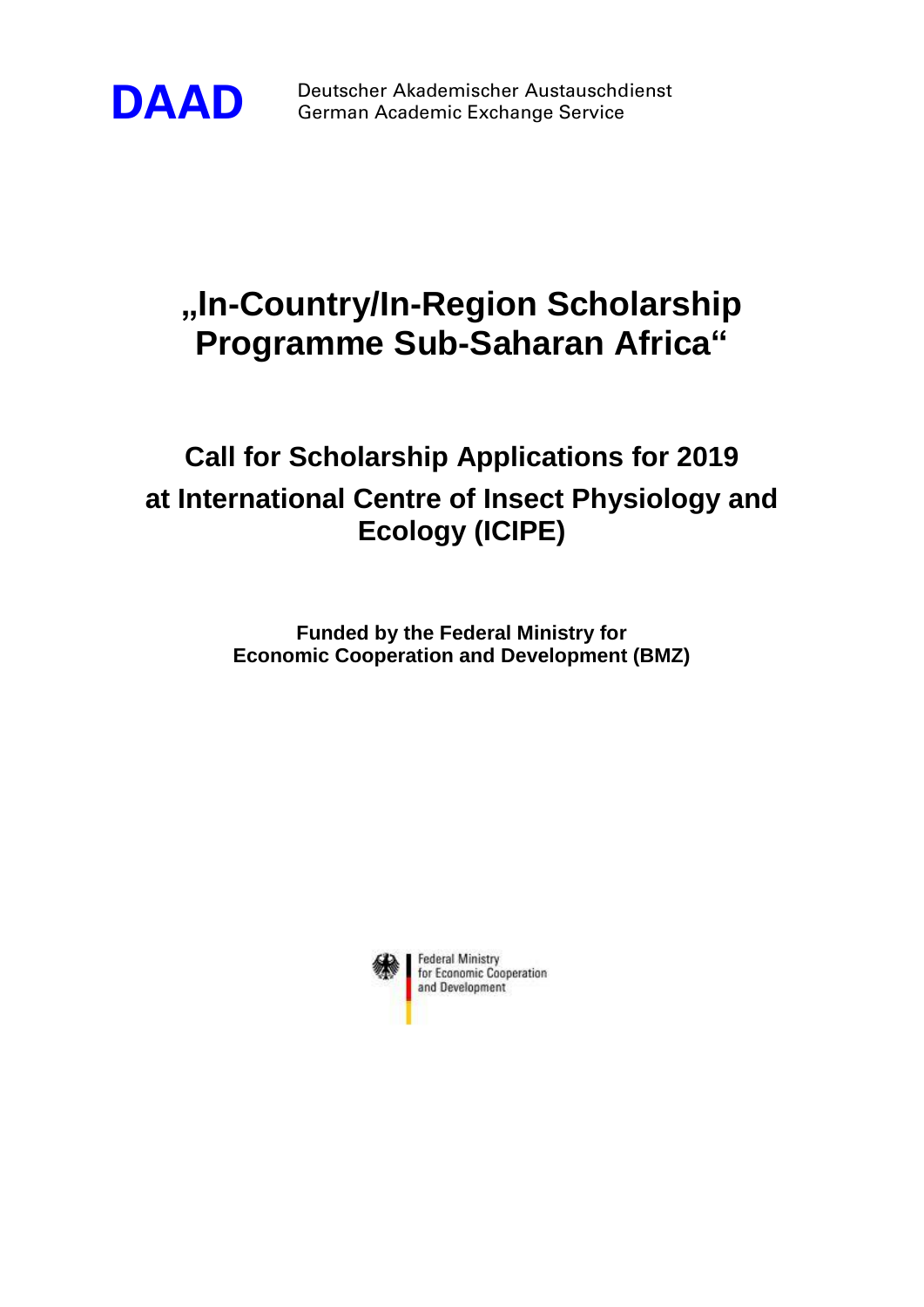**DAAD** Deutscher Akademischer Austauschdienst
German Academic Exchange Service

# „In-Country/In-Region Scholarship Programme Sub-Saharan Africa“

## Call for Scholarship Applications for 2019 at International Centre of Insect Physiology and Ecology (ICIPE)

**Funded by the Federal Ministry for Economic Cooperation and Development (BMZ)**

Federal Ministry for Economic Cooperation and Development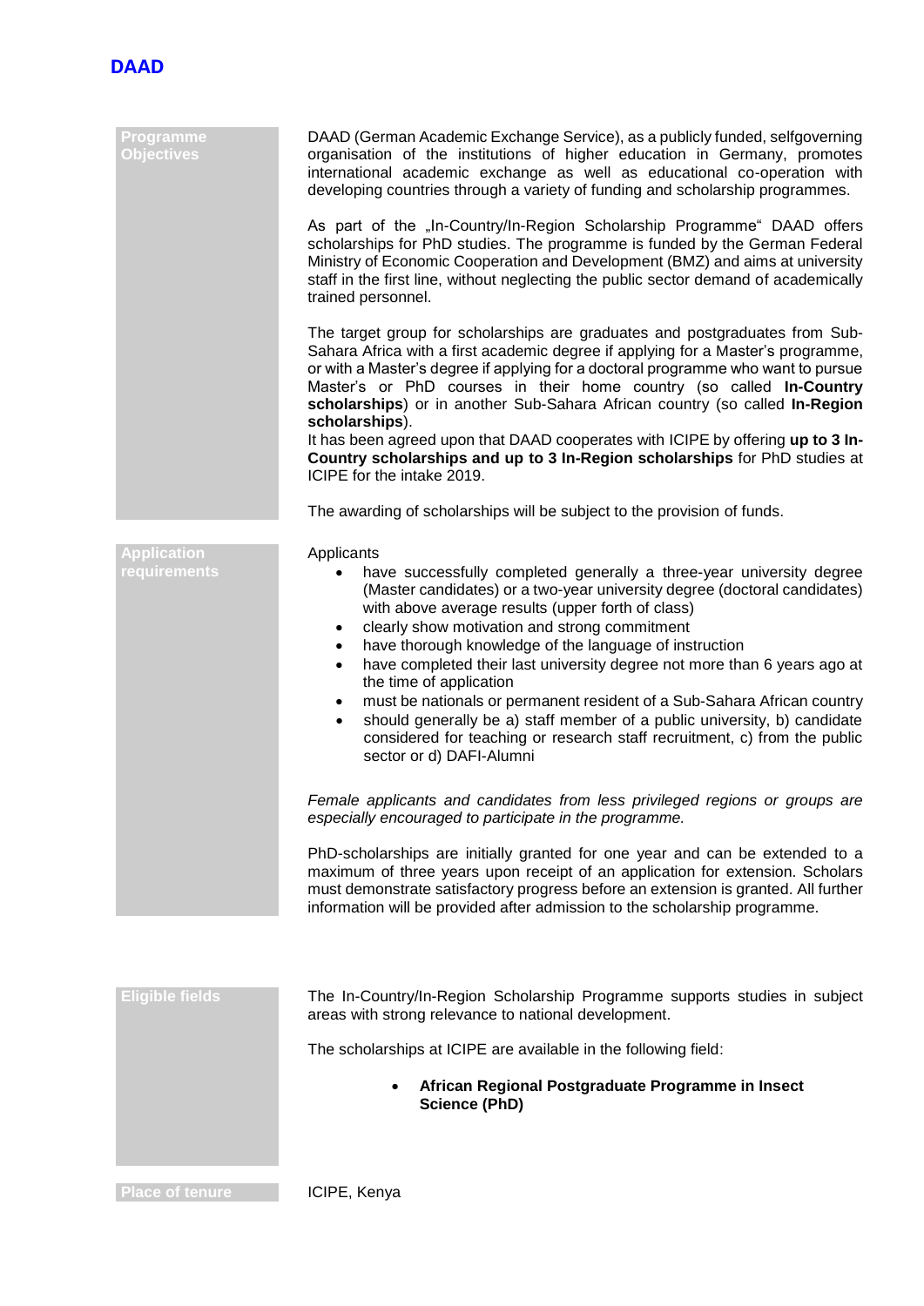**DAAD**

## Programme Objectives

DAAD (German Academic Exchange Service), as a publicly funded, selfgoverning organisation of the institutions of higher education in Germany, promotes international academic exchange as well as educational co-operation with developing countries through a variety of funding and scholarship programmes.

As part of the „In-Country/In-Region Scholarship Programme" DAAD offers scholarships for PhD studies. The programme is funded by the German Federal Ministry of Economic Cooperation and Development (BMZ) and aims at university staff in the first line, without neglecting the public sector demand of academically trained personnel.

The target group for scholarships are graduates and postgraduates from Sub-Sahara Africa with a first academic degree if applying for a Master's programme, or with a Master's degree if applying for a doctoral programme who want to pursue Master's or PhD courses in their home country (so called **In-Country scholarships**) or in another Sub-Sahara African country (so called **In-Region scholarships**).
It has been agreed upon that DAAD cooperates with ICIPE by offering **up to 3 In-Country scholarships and up to 3 In-Region scholarships** for PhD studies at ICIPE for the intake 2019.

The awarding of scholarships will be subject to the provision of funds.

## Application requirements

Applicants

- have successfully completed generally a three-year university degree (Master candidates) or a two-year university degree (doctoral candidates) with above average results (upper forth of class)
- clearly show motivation and strong commitment
- have thorough knowledge of the language of instruction
- have completed their last university degree not more than 6 years ago at the time of application
- must be nationals or permanent resident of a Sub-Sahara African country
- should generally be a) staff member of a public university, b) candidate considered for teaching or research staff recruitment, c) from the public sector or d) DAFI-Alumni

*Female applicants and candidates from less privileged regions or groups are especially encouraged to participate in the programme.*

PhD-scholarships are initially granted for one year and can be extended to a maximum of three years upon receipt of an application for extension. Scholars must demonstrate satisfactory progress before an extension is granted. All further information will be provided after admission to the scholarship programme.

## Eligible fields

The In-Country/In-Region Scholarship Programme supports studies in subject areas with strong relevance to national development.

The scholarships at ICIPE are available in the following field:

- **African Regional Postgraduate Programme in Insect Science (PhD)**

## Place of tenure

ICIPE, Kenya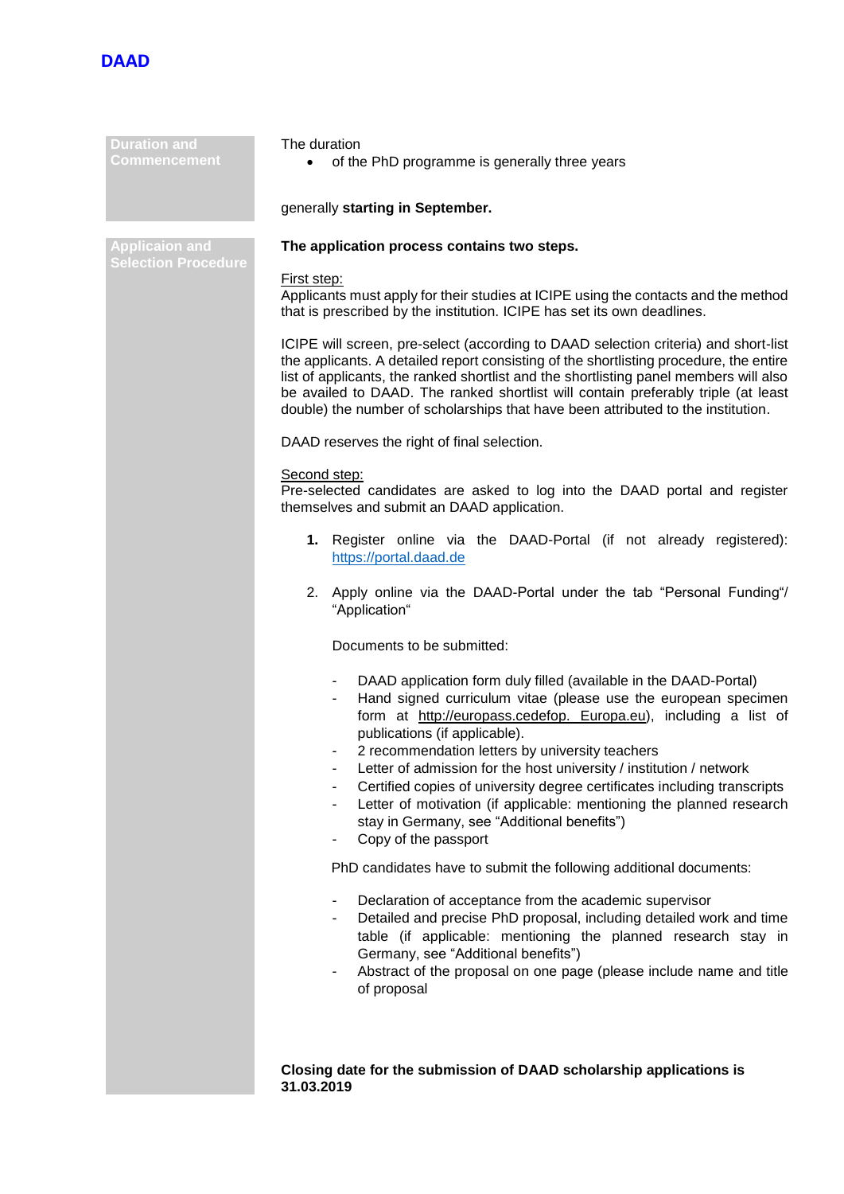| | |
|---|---|
| **Duration and Commencement** | The duration<br>• of the PhD programme is generally three years<br><br>generally **starting in September.** |
| **Applicaion and Selection Procedure** | **The application process contains two steps.**<br><br>First step:<br>Applicants must apply for their studies at ICIPE using the contacts and the method that is prescribed by the institution. ICIPE has set its own deadlines.<br><br>ICIPE will screen, pre-select (according to DAAD selection criteria) and short-list the applicants. A detailed report consisting of the shortlisting procedure, the entire list of applicants, the ranked shortlist and the shortlisting panel members will also be availed to DAAD. The ranked shortlist will contain preferably triple (at least double) the number of scholarships that have been attributed to the institution.<br><br>DAAD reserves the right of final selection.<br><br>Second step:<br>Pre-selected candidates are asked to log into the DAAD portal and register themselves and submit an DAAD application.<br><br>**1.** Register online via the DAAD-Portal (if not already registered): https://portal.daad.de<br><br>2. Apply online via the DAAD-Portal under the tab "Personal Funding"/ "Application"<br><br>Documents to be submitted:<br><br>- DAAD application form duly filled (available in the DAAD-Portal)<br>- Hand signed curriculum vitae (please use the european specimen form at http://europass.cedefop. Europa.eu), including a list of publications (if applicable).<br>- 2 recommendation letters by university teachers<br>- Letter of admission for the host university / institution / network<br>- Certified copies of university degree certificates including transcripts<br>- Letter of motivation (if applicable: mentioning the planned research stay in Germany, see "Additional benefits")<br>- Copy of the passport<br><br>PhD candidates have to submit the following additional documents:<br><br>- Declaration of acceptance from the academic supervisor<br>- Detailed and precise PhD proposal, including detailed work and time table (if applicable: mentioning the planned research stay in Germany, see "Additional benefits")<br>- Abstract of the proposal on one page (please include name and title of proposal<br><br>**Closing date for the submission of DAAD scholarship applications is 31.03.2019** |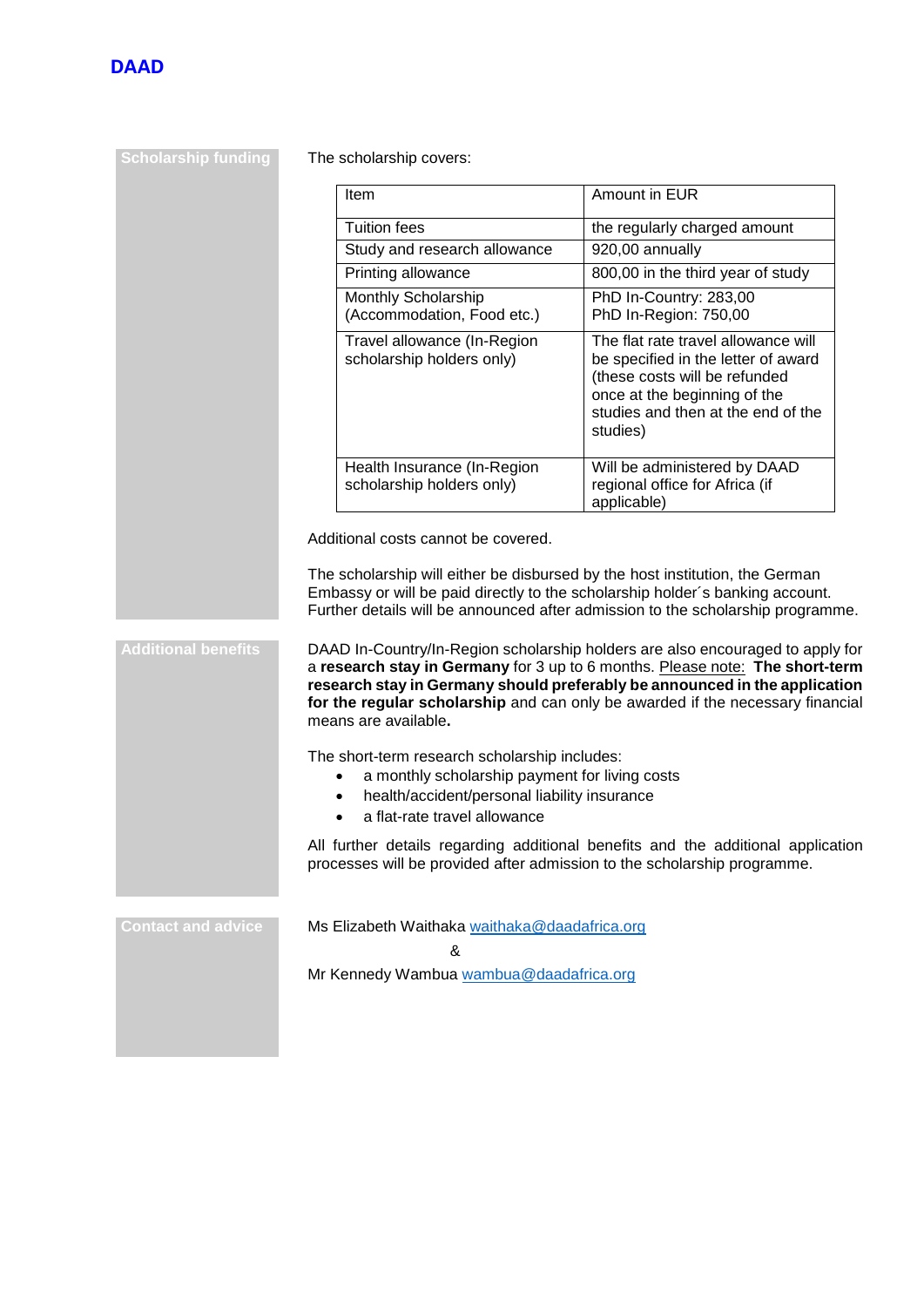## Scholarship funding

The scholarship covers:

| Item | Amount in EUR |
|---|---|
| Tuition fees | the regularly charged amount |
| Study and research allowance | 920,00 annually |
| Printing allowance | 800,00 in the third year of study |
| Monthly Scholarship (Accommodation, Food etc.) | PhD In-Country: 283,00<br>PhD In-Region: 750,00 |
| Travel allowance (In-Region scholarship holders only) | The flat rate travel allowance will be specified in the letter of award (these costs will be refunded once at the beginning of the studies and then at the end of the studies) |
| Health Insurance (In-Region scholarship holders only) | Will be administered by DAAD regional office for Africa (if applicable) |

Additional costs cannot be covered.

The scholarship will either be disbursed by the host institution, the German Embassy or will be paid directly to the scholarship holder´s banking account. Further details will be announced after admission to the scholarship programme.

## Additional benefits

DAAD In-Country/In-Region scholarship holders are also encouraged to apply for a **research stay in Germany** for 3 up to 6 months. Please note: **The short-term research stay in Germany should preferably be announced in the application for the regular scholarship** and can only be awarded if the necessary financial means are available**.**

The short-term research scholarship includes:

- a monthly scholarship payment for living costs
- health/accident/personal liability insurance
- a flat-rate travel allowance

All further details regarding additional benefits and the additional application processes will be provided after admission to the scholarship programme.

## Contact and advice

Ms Elizabeth Waithaka waithaka@daadafrica.org

&

Mr Kennedy Wambua wambua@daadafrica.org